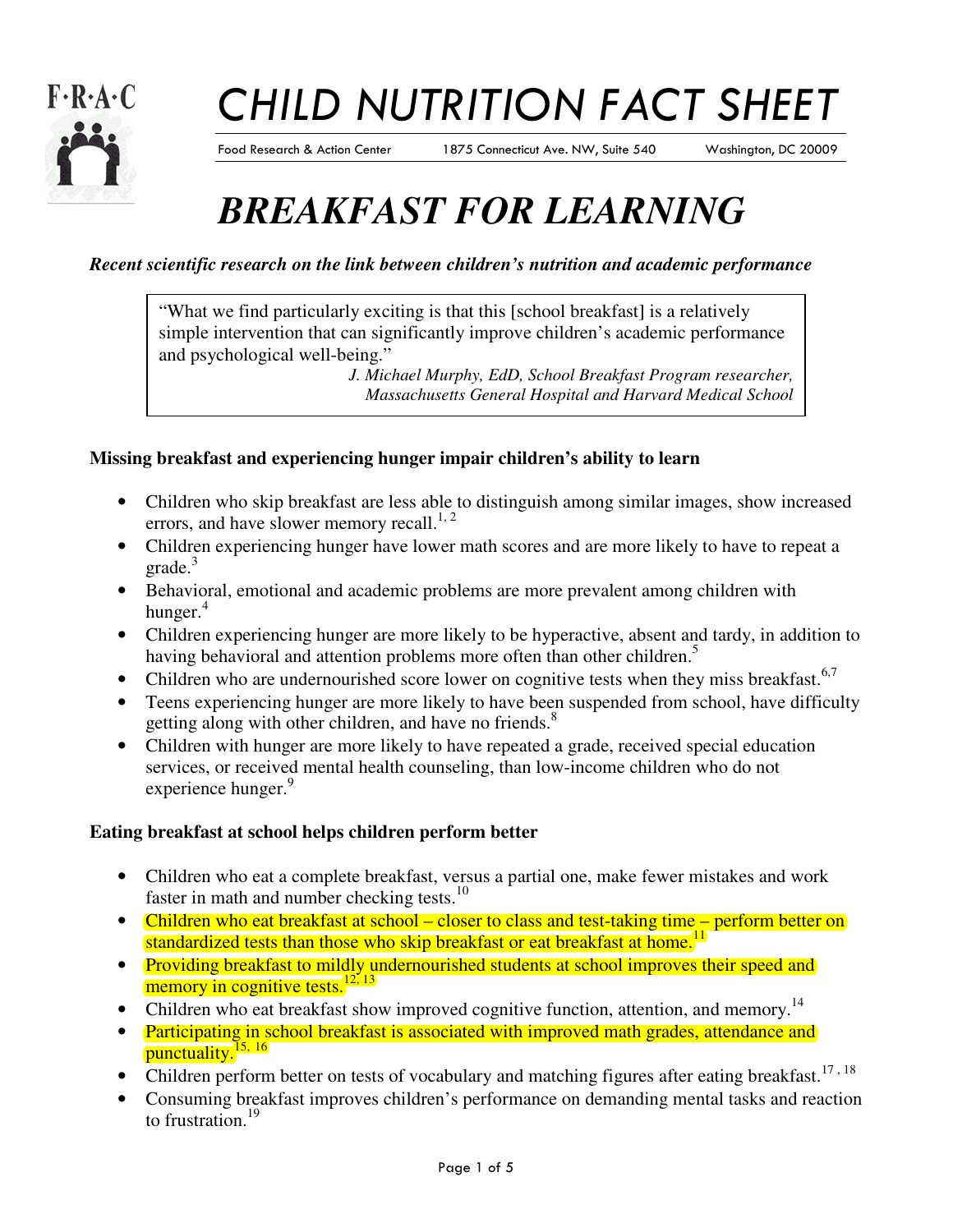F·R·A·C

# CHILD NUTRITION FACT SHEET

Food Research & Action Center 1875 Connecticut Ave. NW, Suite 540 Washington, DC 20009

# *BREAKFAST FOR LEARNING*

***Recent scientific research on the link between children's nutrition and academic performance***

> "What we find particularly exciting is that this [school breakfast] is a relatively simple intervention that can significantly improve children's academic performance and psychological well-being."
>
> *J. Michael Murphy, EdD, School Breakfast Program researcher, Massachusetts General Hospital and Harvard Medical School*

**Missing breakfast and experiencing hunger impair children's ability to learn**

- Children who skip breakfast are less able to distinguish among similar images, show increased errors, and have slower memory recall.[1, 2]
- Children experiencing hunger have lower math scores and are more likely to have to repeat a grade.[3]
- Behavioral, emotional and academic problems are more prevalent among children with hunger.[4]
- Children experiencing hunger are more likely to be hyperactive, absent and tardy, in addition to having behavioral and attention problems more often than other children.[5]
- Children who are undernourished score lower on cognitive tests when they miss breakfast.[6,7]
- Teens experiencing hunger are more likely to have been suspended from school, have difficulty getting along with other children, and have no friends.[8]
- Children with hunger are more likely to have repeated a grade, received special education services, or received mental health counseling, than low-income children who do not experience hunger.[9]

**Eating breakfast at school helps children perform better**

- Children who eat a complete breakfast, versus a partial one, make fewer mistakes and work faster in math and number checking tests.[10]
- Children who eat breakfast at school – closer to class and test-taking time – perform better on standardized tests than those who skip breakfast or eat breakfast at home.[11]
- Providing breakfast to mildly undernourished students at school improves their speed and memory in cognitive tests.[12, 13]
- Children who eat breakfast show improved cognitive function, attention, and memory.[14]
- Participating in school breakfast is associated with improved math grades, attendance and punctuality.[15, 16]
- Children perform better on tests of vocabulary and matching figures after eating breakfast.[17, 18]
- Consuming breakfast improves children's performance on demanding mental tasks and reaction to frustration.[19]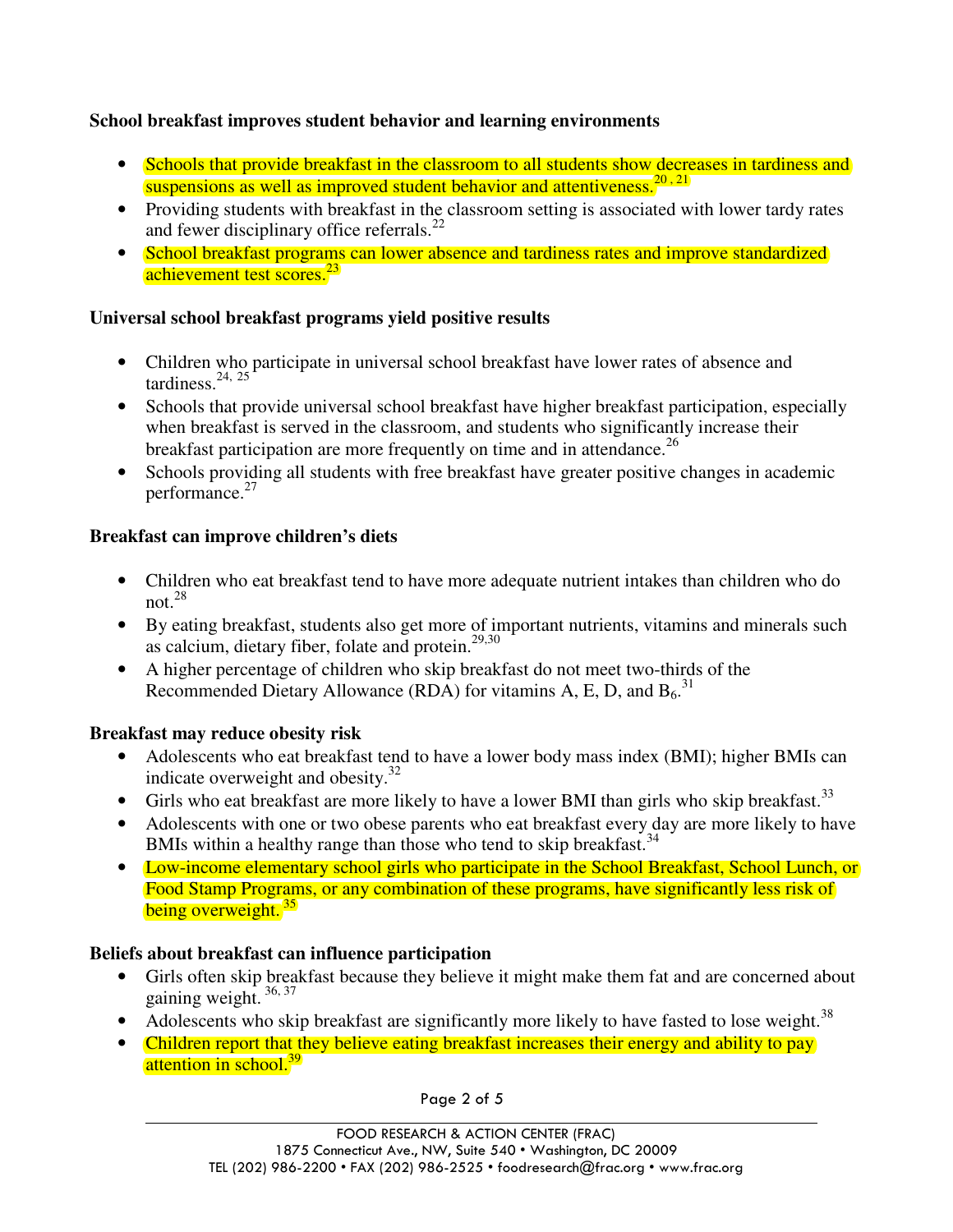**School breakfast improves student behavior and learning environments**

- Schools that provide breakfast in the classroom to all students show decreases in tardiness and suspensions as well as improved student behavior and attentiveness.[20, 21]
- Providing students with breakfast in the classroom setting is associated with lower tardy rates and fewer disciplinary office referrals.[22]
- School breakfast programs can lower absence and tardiness rates and improve standardized achievement test scores.[23]

**Universal school breakfast programs yield positive results**

- Children who participate in universal school breakfast have lower rates of absence and tardiness.[24, 25]
- Schools that provide universal school breakfast have higher breakfast participation, especially when breakfast is served in the classroom, and students who significantly increase their breakfast participation are more frequently on time and in attendance.[26]
- Schools providing all students with free breakfast have greater positive changes in academic performance.[27]

**Breakfast can improve children's diets**

- Children who eat breakfast tend to have more adequate nutrient intakes than children who do not.[28]
- By eating breakfast, students also get more of important nutrients, vitamins and minerals such as calcium, dietary fiber, folate and protein.[29,30]
- A higher percentage of children who skip breakfast do not meet two-thirds of the Recommended Dietary Allowance (RDA) for vitamins A, E, D, and $B_6$.[31]

**Breakfast may reduce obesity risk**

- Adolescents who eat breakfast tend to have a lower body mass index (BMI); higher BMIs can indicate overweight and obesity.[32]
- Girls who eat breakfast are more likely to have a lower BMI than girls who skip breakfast.[33]
- Adolescents with one or two obese parents who eat breakfast every day are more likely to have BMIs within a healthy range than those who tend to skip breakfast.[34]
- Low-income elementary school girls who participate in the School Breakfast, School Lunch, or Food Stamp Programs, or any combination of these programs, have significantly less risk of being overweight.[35]

**Beliefs about breakfast can influence participation**

- Girls often skip breakfast because they believe it might make them fat and are concerned about gaining weight.[36, 37]
- Adolescents who skip breakfast are significantly more likely to have fasted to lose weight.[38]
- Children report that they believe eating breakfast increases their energy and ability to pay attention in school.[39]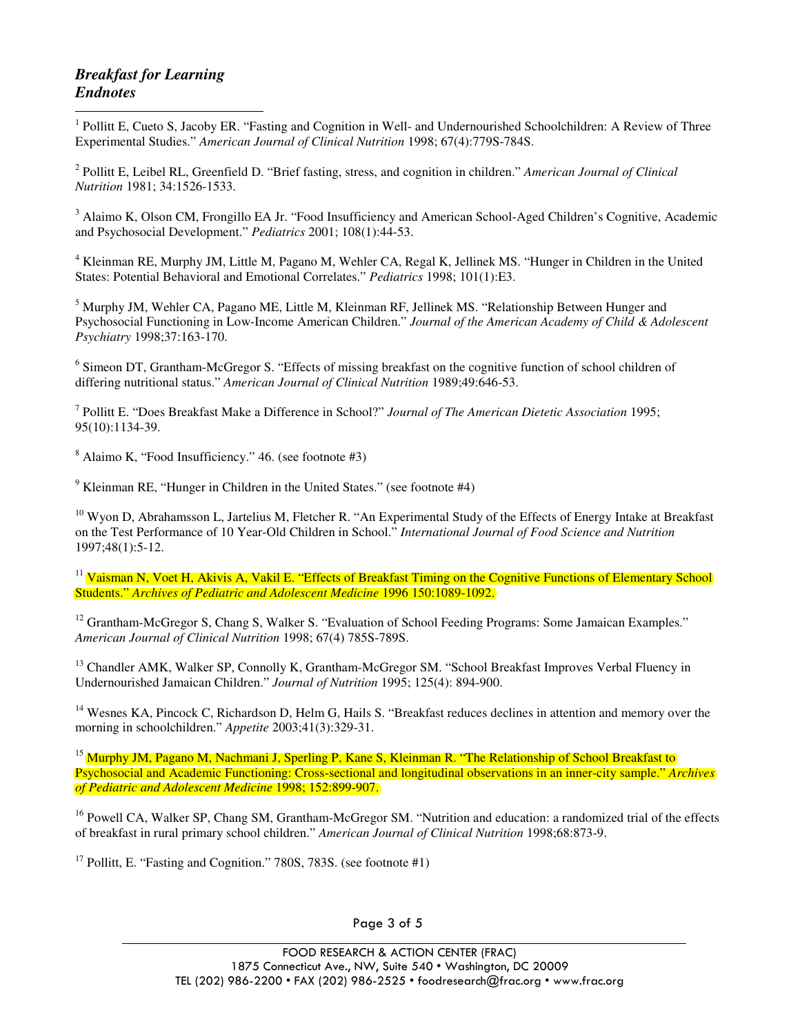## *Breakfast for Learning Endnotes*

[1] Pollitt E, Cueto S, Jacoby ER. "Fasting and Cognition in Well- and Undernourished Schoolchildren: A Review of Three Experimental Studies." *American Journal of Clinical Nutrition* 1998; 67(4):779S-784S.

[2] Pollitt E, Leibel RL, Greenfield D. "Brief fasting, stress, and cognition in children." *American Journal of Clinical Nutrition* 1981; 34:1526-1533.

[3] Alaimo K, Olson CM, Frongillo EA Jr. "Food Insufficiency and American School-Aged Children's Cognitive, Academic and Psychosocial Development." *Pediatrics* 2001; 108(1):44-53.

[4] Kleinman RE, Murphy JM, Little M, Pagano M, Wehler CA, Regal K, Jellinek MS. "Hunger in Children in the United States: Potential Behavioral and Emotional Correlates." *Pediatrics* 1998; 101(1):E3.

[5] Murphy JM, Wehler CA, Pagano ME, Little M, Kleinman RF, Jellinek MS. "Relationship Between Hunger and Psychosocial Functioning in Low-Income American Children." *Journal of the American Academy of Child & Adolescent Psychiatry* 1998;37:163-170.

[6] Simeon DT, Grantham-McGregor S. "Effects of missing breakfast on the cognitive function of school children of differing nutritional status." *American Journal of Clinical Nutrition* 1989;49:646-53.

[7] Pollitt E. "Does Breakfast Make a Difference in School?" *Journal of The American Dietetic Association* 1995; 95(10):1134-39.

[8] Alaimo K, "Food Insufficiency." 46. (see footnote #3)

[9] Kleinman RE, "Hunger in Children in the United States." (see footnote #4)

[10] Wyon D, Abrahamsson L, Jartelius M, Fletcher R. "An Experimental Study of the Effects of Energy Intake at Breakfast on the Test Performance of 10 Year-Old Children in School." *International Journal of Food Science and Nutrition* 1997;48(1):5-12.

[11] Vaisman N, Voet H, Akivis A, Vakil E. "Effects of Breakfast Timing on the Cognitive Functions of Elementary School Students." *Archives of Pediatric and Adolescent Medicine* 1996 150:1089-1092.

[12] Grantham-McGregor S, Chang S, Walker S. "Evaluation of School Feeding Programs: Some Jamaican Examples." *American Journal of Clinical Nutrition* 1998; 67(4) 785S-789S.

[13] Chandler AMK, Walker SP, Connolly K, Grantham-McGregor SM. "School Breakfast Improves Verbal Fluency in Undernourished Jamaican Children." *Journal of Nutrition* 1995; 125(4): 894-900.

[14] Wesnes KA, Pincock C, Richardson D, Helm G, Hails S. "Breakfast reduces declines in attention and memory over the morning in schoolchildren." *Appetite* 2003;41(3):329-31.

[15] Murphy JM, Pagano M, Nachmani J, Sperling P, Kane S, Kleinman R. "The Relationship of School Breakfast to Psychosocial and Academic Functioning: Cross-sectional and longitudinal observations in an inner-city sample." *Archives of Pediatric and Adolescent Medicine* 1998; 152:899-907.

[16] Powell CA, Walker SP, Chang SM, Grantham-McGregor SM. "Nutrition and education: a randomized trial of the effects of breakfast in rural primary school children." *American Journal of Clinical Nutrition* 1998;68:873-9.

[17] Pollitt, E. "Fasting and Cognition." 780S, 783S. (see footnote #1)

FOOD RESEARCH & ACTION CENTER (FRAC)
1875 Connecticut Ave., NW, Suite 540 • Washington, DC 20009
TEL (202) 986-2200 • FAX (202) 986-2525 • foodresearch@frac.org • www.frac.org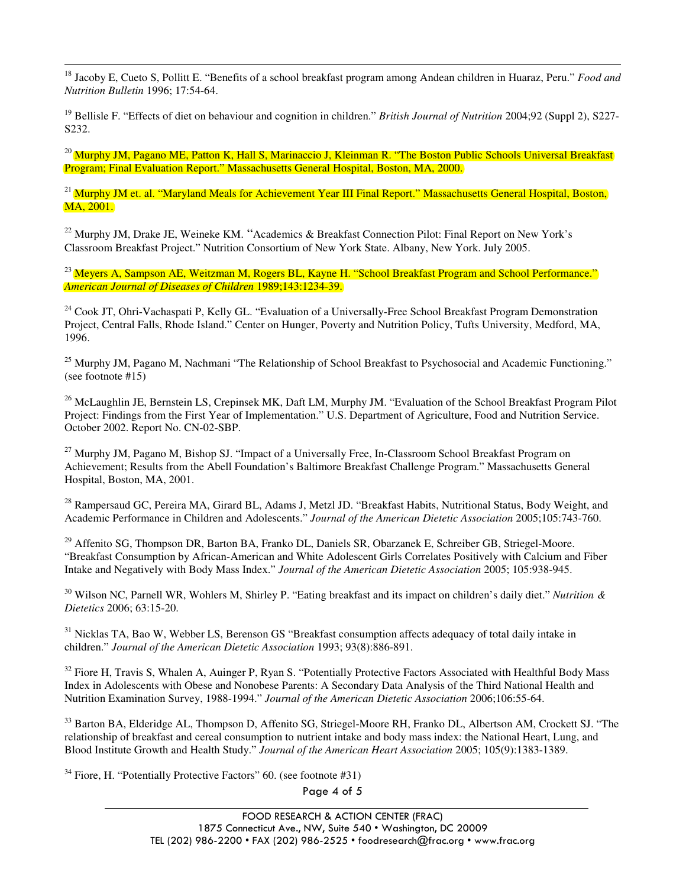[18] Jacoby E, Cueto S, Pollitt E. "Benefits of a school breakfast program among Andean children in Huaraz, Peru." *Food and Nutrition Bulletin* 1996; 17:54-64.

[19] Bellisle F. "Effects of diet on behaviour and cognition in children." *British Journal of Nutrition* 2004;92 (Suppl 2), S227-S232.

[20] Murphy JM, Pagano ME, Patton K, Hall S, Marinaccio J, Kleinman R. "The Boston Public Schools Universal Breakfast Program; Final Evaluation Report." Massachusetts General Hospital, Boston, MA, 2000.

[21] Murphy JM et. al. "Maryland Meals for Achievement Year III Final Report." Massachusetts General Hospital, Boston, MA, 2001.

[22] Murphy JM, Drake JE, Weineke KM. "Academics & Breakfast Connection Pilot: Final Report on New York's Classroom Breakfast Project." Nutrition Consortium of New York State. Albany, New York. July 2005.

[23] Meyers A, Sampson AE, Weitzman M, Rogers BL, Kayne H. "School Breakfast Program and School Performance." *American Journal of Diseases of Children* 1989;143:1234-39.

[24] Cook JT, Ohri-Vachaspati P, Kelly GL. "Evaluation of a Universally-Free School Breakfast Program Demonstration Project, Central Falls, Rhode Island." Center on Hunger, Poverty and Nutrition Policy, Tufts University, Medford, MA, 1996.

[25] Murphy JM, Pagano M, Nachmani "The Relationship of School Breakfast to Psychosocial and Academic Functioning." (see footnote #15)

[26] McLaughlin JE, Bernstein LS, Crepinsek MK, Daft LM, Murphy JM. "Evaluation of the School Breakfast Program Pilot Project: Findings from the First Year of Implementation." U.S. Department of Agriculture, Food and Nutrition Service. October 2002. Report No. CN-02-SBP.

[27] Murphy JM, Pagano M, Bishop SJ. "Impact of a Universally Free, In-Classroom School Breakfast Program on Achievement; Results from the Abell Foundation's Baltimore Breakfast Challenge Program." Massachusetts General Hospital, Boston, MA, 2001.

[28] Rampersaud GC, Pereira MA, Girard BL, Adams J, Metzl JD. "Breakfast Habits, Nutritional Status, Body Weight, and Academic Performance in Children and Adolescents." *Journal of the American Dietetic Association* 2005;105:743-760.

[29] Affenito SG, Thompson DR, Barton BA, Franko DL, Daniels SR, Obarzanek E, Schreiber GB, Striegel-Moore. "Breakfast Consumption by African-American and White Adolescent Girls Correlates Positively with Calcium and Fiber Intake and Negatively with Body Mass Index." *Journal of the American Dietetic Association* 2005; 105:938-945.

[30] Wilson NC, Parnell WR, Wohlers M, Shirley P. "Eating breakfast and its impact on children's daily diet." *Nutrition & Dietetics* 2006; 63:15-20.

[31] Nicklas TA, Bao W, Webber LS, Berenson GS "Breakfast consumption affects adequacy of total daily intake in children." *Journal of the American Dietetic Association* 1993; 93(8):886-891.

[32] Fiore H, Travis S, Whalen A, Auinger P, Ryan S. "Potentially Protective Factors Associated with Healthful Body Mass Index in Adolescents with Obese and Nonobese Parents: A Secondary Data Analysis of the Third National Health and Nutrition Examination Survey, 1988-1994." *Journal of the American Dietetic Association* 2006;106:55-64.

[33] Barton BA, Elderidge AL, Thompson D, Affenito SG, Striegel-Moore RH, Franko DL, Albertson AM, Crockett SJ. "The relationship of breakfast and cereal consumption to nutrient intake and body mass index: the National Heart, Lung, and Blood Institute Growth and Health Study." *Journal of the American Heart Association* 2005; 105(9):1383-1389.

[34] Fiore, H. "Potentially Protective Factors" 60. (see footnote #31)

FOOD RESEARCH & ACTION CENTER (FRAC)
1875 Connecticut Ave., NW, Suite 540 • Washington, DC 20009
TEL (202) 986-2200 • FAX (202) 986-2525 • foodresearch@frac.org • www.frac.org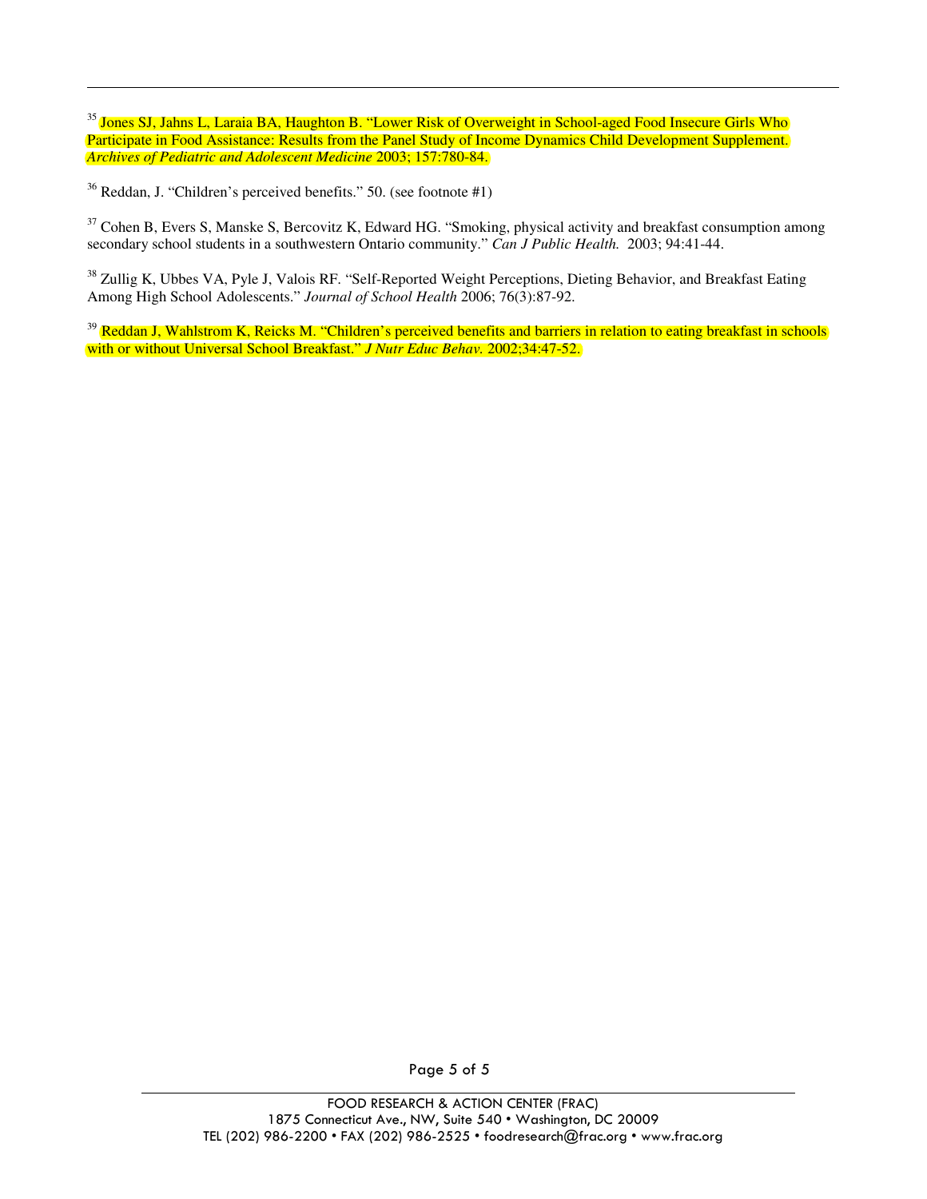[35] Jones SJ, Jahns L, Laraia BA, Haughton B. "Lower Risk of Overweight in School-aged Food Insecure Girls Who Participate in Food Assistance: Results from the Panel Study of Income Dynamics Child Development Supplement. *Archives of Pediatric and Adolescent Medicine* 2003; 157:780-84.

[36] Reddan, J. "Children's perceived benefits." 50. (see footnote #1)

[37] Cohen B, Evers S, Manske S, Bercovitz K, Edward HG. "Smoking, physical activity and breakfast consumption among secondary school students in a southwestern Ontario community." *Can J Public Health.* 2003; 94:41-44.

[38] Zullig K, Ubbes VA, Pyle J, Valois RF. "Self-Reported Weight Perceptions, Dieting Behavior, and Breakfast Eating Among High School Adolescents." *Journal of School Health* 2006; 76(3):87-92.

[39] Reddan J, Wahlstrom K, Reicks M. "Children's perceived benefits and barriers in relation to eating breakfast in schools with or without Universal School Breakfast." *J Nutr Educ Behav.* 2002;34:47-52.

FOOD RESEARCH & ACTION CENTER (FRAC)
1875 Connecticut Ave., NW, Suite 540 • Washington, DC 20009
TEL (202) 986-2200 • FAX (202) 986-2525 • foodresearch@frac.org • www.frac.org